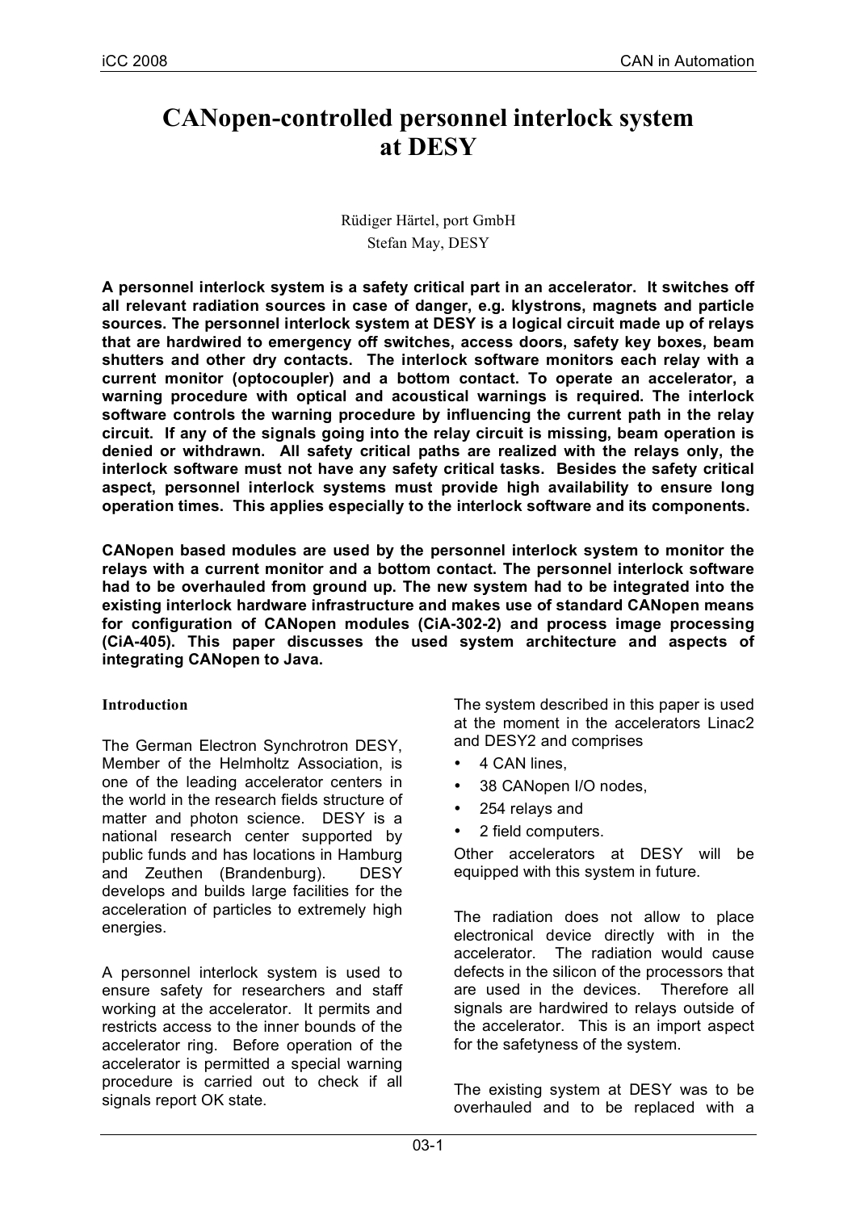# CANopen-controlled personnel interlock system at DESY

Rüdiger Härtel, port GmbH
Stefan May, DESY

**A personnel interlock system is a safety critical part in an accelerator. It switches off all relevant radiation sources in case of danger, e.g. klystrons, magnets and particle sources. The personnel interlock system at DESY is a logical circuit made up of relays that are hardwired to emergency off switches, access doors, safety key boxes, beam shutters and other dry contacts. The interlock software monitors each relay with a current monitor (optocoupler) and a bottom contact. To operate an accelerator, a warning procedure with optical and acoustical warnings is required. The interlock software controls the warning procedure by influencing the current path in the relay circuit. If any of the signals going into the relay circuit is missing, beam operation is denied or withdrawn. All safety critical paths are realized with the relays only, the interlock software must not have any safety critical tasks. Besides the safety critical aspect, personnel interlock systems must provide high availability to ensure long operation times. This applies especially to the interlock software and its components.**

**CANopen based modules are used by the personnel interlock system to monitor the relays with a current monitor and a bottom contact. The personnel interlock software had to be overhauled from ground up. The new system had to be integrated into the existing interlock hardware infrastructure and makes use of standard CANopen means for configuration of CANopen modules (CiA-302-2) and process image processing (CiA-405). This paper discusses the used system architecture and aspects of integrating CANopen to Java.**

## Introduction

The German Electron Synchrotron DESY, Member of the Helmholtz Association, is one of the leading accelerator centers in the world in the research fields structure of matter and photon science. DESY is a national research center supported by public funds and has locations in Hamburg and Zeuthen (Brandenburg). DESY develops and builds large facilities for the acceleration of particles to extremely high energies.

A personnel interlock system is used to ensure safety for researchers and staff working at the accelerator. It permits and restricts access to the inner bounds of the accelerator ring. Before operation of the accelerator is permitted a special warning procedure is carried out to check if all signals report OK state.

The system described in this paper is used at the moment in the accelerators Linac2 and DESY2 and comprises

- 4 CAN lines,
- 38 CANopen I/O nodes,
- 254 relays and
- 2 field computers.

Other accelerators at DESY will be equipped with this system in future.

The radiation does not allow to place electronical device directly with in the accelerator. The radiation would cause defects in the silicon of the processors that are used in the devices. Therefore all signals are hardwired to relays outside of the accelerator. This is an import aspect for the safetyness of the system.

The existing system at DESY was to be overhauled and to be replaced with a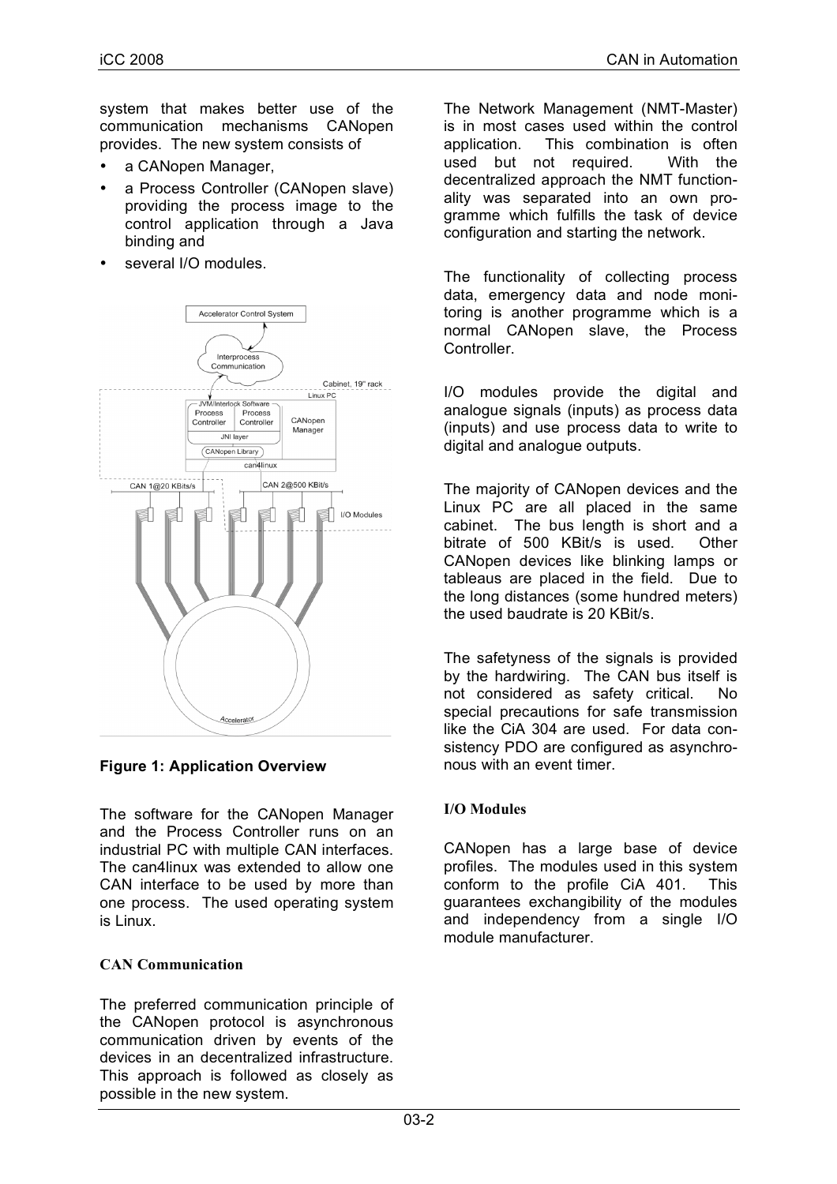system that makes better use of the communication mechanisms CANopen provides. The new system consists of

- a CANopen Manager,
- a Process Controller (CANopen slave) providing the process image to the control application through a Java binding and
- several I/O modules.

**Figure 1: Application Overview**

The software for the CANopen Manager and the Process Controller runs on an industrial PC with multiple CAN interfaces. The can4linux was extended to allow one CAN interface to be used by more than one process. The used operating system is Linux.

### CAN Communication

The preferred communication principle of the CANopen protocol is asynchronous communication driven by events of the devices in an decentralized infrastructure. This approach is followed as closely as possible in the new system.

The Network Management (NMT-Master) is in most cases used within the control application. This combination is often used but not required. With the decentralized approach the NMT functionality was separated into an own programme which fulfills the task of device configuration and starting the network.

The functionality of collecting process data, emergency data and node monitoring is another programme which is a normal CANopen slave, the Process Controller.

I/O modules provide the digital and analogue signals (inputs) as process data (inputs) and use process data to write to digital and analogue outputs.

The majority of CANopen devices and the Linux PC are all placed in the same cabinet. The bus length is short and a bitrate of 500 KBit/s is used. Other CANopen devices like blinking lamps or tableaus are placed in the field. Due to the long distances (some hundred meters) the used baudrate is 20 KBit/s.

The safetyness of the signals is provided by the hardwiring. The CAN bus itself is not considered as safety critical. No special precautions for safe transmission like the CiA 304 are used. For data consistency PDO are configured as asynchronous with an event timer.

### I/O Modules

CANopen has a large base of device profiles. The modules used in this system conform to the profile CiA 401. This guarantees exchangibility of the modules and independency from a single I/O module manufacturer.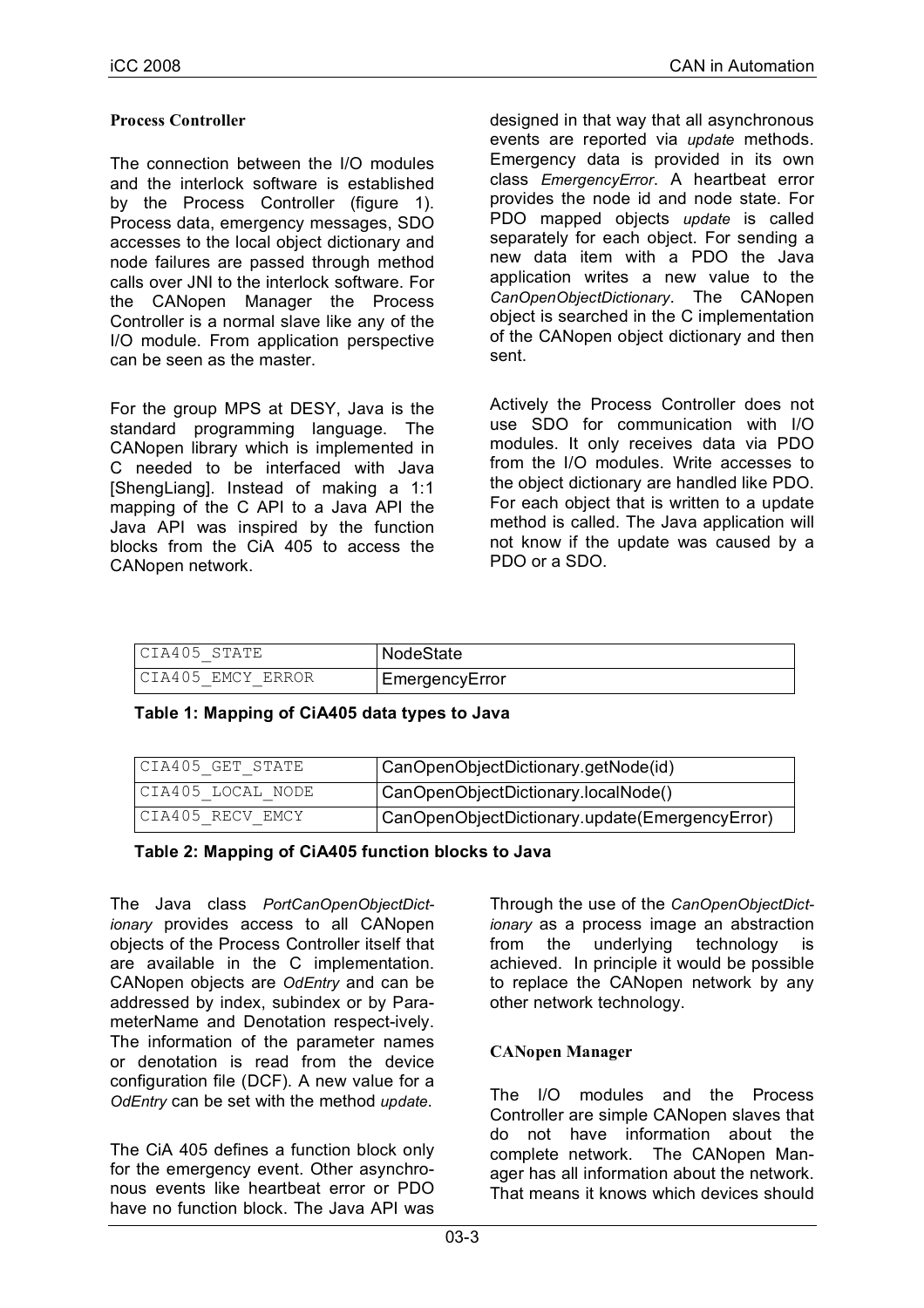### Process Controller

The connection between the I/O modules and the interlock software is established by the Process Controller (figure 1). Process data, emergency messages, SDO accesses to the local object dictionary and node failures are passed through method calls over JNI to the interlock software. For the CANopen Manager the Process Controller is a normal slave like any of the I/O module. From application perspective can be seen as the master.

For the group MPS at DESY, Java is the standard programming language. The CANopen library which is implemented in C needed to be interfaced with Java [ShengLiang]. Instead of making a 1:1 mapping of the C API to a Java API the Java API was inspired by the function blocks from the CiA 405 to access the CANopen network.

designed in that way that all asynchronous events are reported via *update* methods. Emergency data is provided in its own class *EmergencyError*. A heartbeat error provides the node id and node state. For PDO mapped objects *update* is called separately for each object. For sending a new data item with a PDO the Java application writes a new value to the *CanOpenObjectDictionary*. The CANopen object is searched in the C implementation of the CANopen object dictionary and then sent.

Actively the Process Controller does not use SDO for communication with I/O modules. It only receives data via PDO from the I/O modules. Write accesses to the object dictionary are handled like PDO. For each object that is written to a update method is called. The Java application will not know if the update was caused by a PDO or a SDO.

| | |
|---|---|
| `CIA405_STATE` | NodeState |
| `CIA405_EMCY_ERROR` | EmergencyError |

**Table 1: Mapping of CiA405 data types to Java**

| | |
|---|---|
| `CIA405_GET_STATE` | CanOpenObjectDictionary.getNode(id) |
| `CIA405_LOCAL_NODE` | CanOpenObjectDictionary.localNode() |
| `CIA405_RECV_EMCY` | CanOpenObjectDictionary.update(EmergencyError) |

**Table 2: Mapping of CiA405 function blocks to Java**

The Java class *PortCanOpenObjectDictionary* provides access to all CANopen objects of the Process Controller itself that are available in the C implementation. CANopen objects are *OdEntry* and can be addressed by index, subindex or by ParameterName and Denotation respectively. The information of the parameter names or denotation is read from the device configuration file (DCF). A new value for a *OdEntry* can be set with the method *update*.

The CiA 405 defines a function block only for the emergency event. Other asynchronous events like heartbeat error or PDO have no function block. The Java API was

Through the use of the *CanOpenObjectDictionary* as a process image an abstraction from the underlying technology is achieved. In principle it would be possible to replace the CANopen network by any other network technology.

### CANopen Manager

The I/O modules and the Process Controller are simple CANopen slaves that do not have information about the complete network. The CANopen Manager has all information about the network. That means it knows which devices should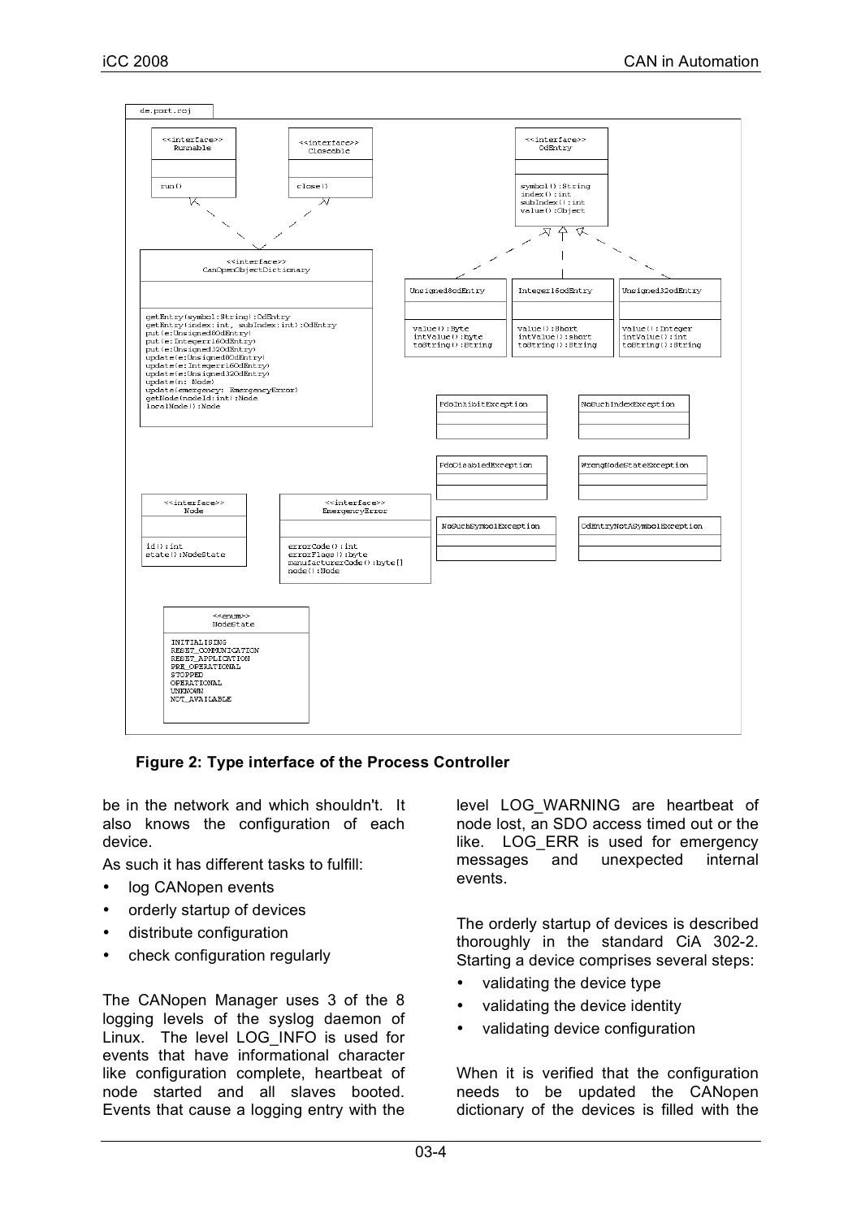**Figure 2: Type interface of the Process Controller**

be in the network and which shouldn't. It also knows the configuration of each device.

As such it has different tasks to fulfill:

- log CANopen events
- orderly startup of devices
- distribute configuration
- check configuration regularly

The CANopen Manager uses 3 of the 8 logging levels of the syslog daemon of Linux. The level LOG_INFO is used for events that have informational character like configuration complete, heartbeat of node started and all slaves booted. Events that cause a logging entry with the level LOG_WARNING are heartbeat of node lost, an SDO access timed out or the like. LOG_ERR is used for emergency messages and unexpected internal events.

The orderly startup of devices is described thoroughly in the standard CiA 302-2. Starting a device comprises several steps:

- validating the device type
- validating the device identity
- validating device configuration

When it is verified that the configuration needs to be updated the CANopen dictionary of the devices is filled with the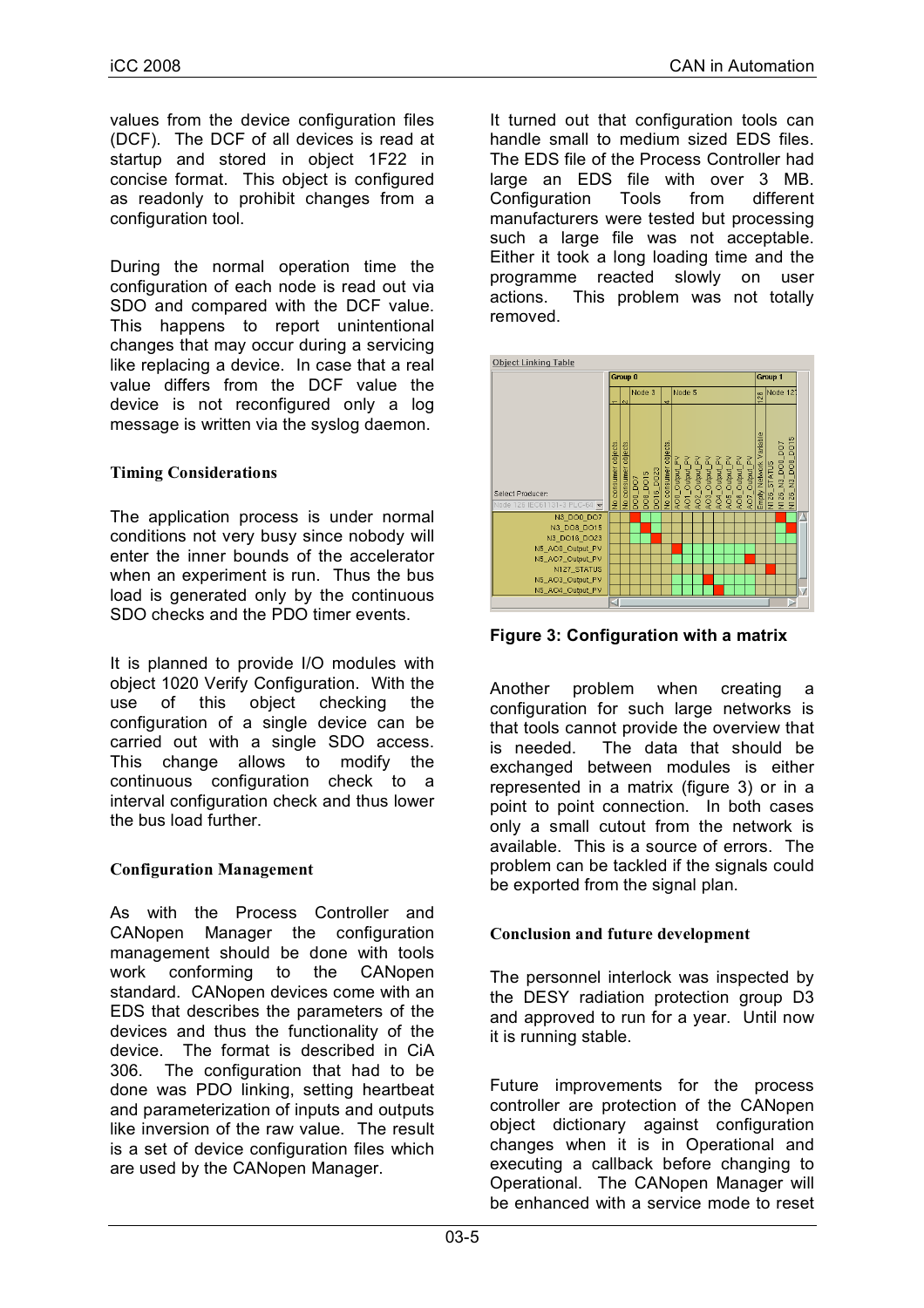values from the device configuration files (DCF). The DCF of all devices is read at startup and stored in object 1F22 in concise format. This object is configured as readonly to prohibit changes from a configuration tool.

During the normal operation time the configuration of each node is read out via SDO and compared with the DCF value. This happens to report unintentional changes that may occur during a servicing like replacing a device. In case that a real value differs from the DCF value the device is not reconfigured only a log message is written via the syslog daemon.

### Timing Considerations

The application process is under normal conditions not very busy since nobody will enter the inner bounds of the accelerator when an experiment is run. Thus the bus load is generated only by the continuous SDO checks and the PDO timer events.

It is planned to provide I/O modules with object 1020 Verify Configuration. With the use of this object checking the configuration of a single device can be carried out with a single SDO access. This change allows to modify the continuous configuration check to a interval configuration check and thus lower the bus load further.

### Configuration Management

As with the Process Controller and CANopen Manager the configuration management should be done with tools work conforming to the CANopen standard. CANopen devices come with an EDS that describes the parameters of the devices and thus the functionality of the device. The format is described in CiA 306. The configuration that had to be done was PDO linking, setting heartbeat and parameterization of inputs and outputs like inversion of the raw value. The result is a set of device configuration files which are used by the CANopen Manager.

It turned out that configuration tools can handle small to medium sized EDS files. The EDS file of the Process Controller had large an EDS file with over 3 MB. Configuration Tools from different manufacturers were tested but processing such a large file was not acceptable. Either it took a long loading time and the programme reacted slowly on user actions. This problem was not totally removed.

**Figure 3: Configuration with a matrix**

Another problem when creating a configuration for such large networks is that tools cannot provide the overview that is needed. The data that should be exchanged between modules is either represented in a matrix (figure 3) or in a point to point connection. In both cases only a small cutout from the network is available. This is a source of errors. The problem can be tackled if the signals could be exported from the signal plan.

### Conclusion and future development

The personnel interlock was inspected by the DESY radiation protection group D3 and approved to run for a year. Until now it is running stable.

Future improvements for the process controller are protection of the CANopen object dictionary against configuration changes when it is in Operational and executing a callback before changing to Operational. The CANopen Manager will be enhanced with a service mode to reset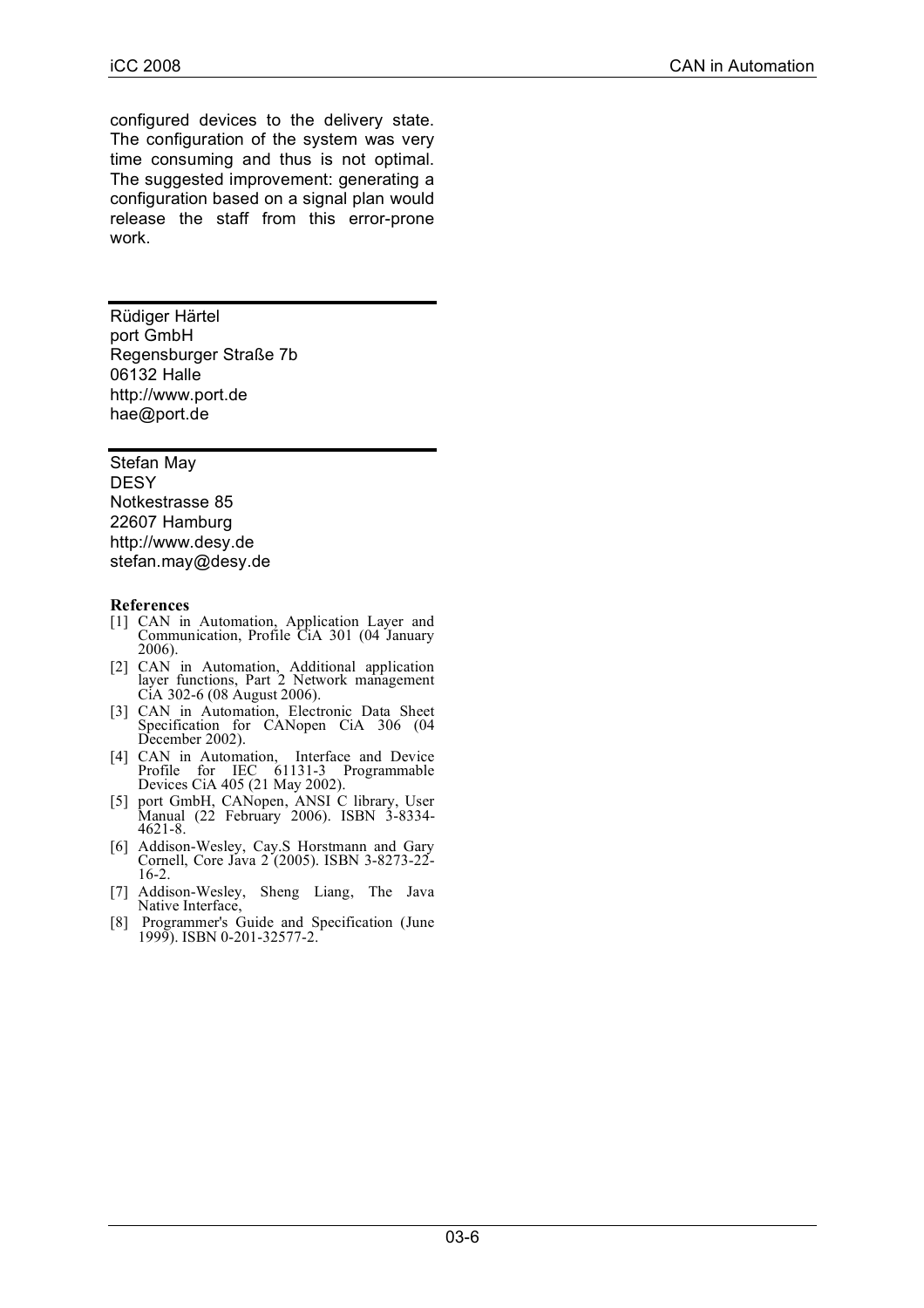configured devices to the delivery state. The configuration of the system was very time consuming and thus is not optimal. The suggested improvement: generating a configuration based on a signal plan would release the staff from this error-prone work.

---

Rüdiger Härtel
port GmbH
Regensburger Straße 7b
06132 Halle
http://www.port.de
hae@port.de

---

Stefan May
DESY
Notkestrasse 85
22607 Hamburg
http://www.desy.de
stefan.may@desy.de

**References**

[1] CAN in Automation, Application Layer and Communication, Profile CiA 301 (04 January 2006).

[2] CAN in Automation, Additional application layer functions, Part 2 Network management CiA 302-6 (08 August 2006).

[3] CAN in Automation, Electronic Data Sheet Specification for CANopen CiA 306 (04 December 2002).

[4] CAN in Automation, Interface and Device Profile for IEC 61131-3 Programmable Devices CiA 405 (21 May 2002).

[5] port GmbH, CANopen, ANSI C library, User Manual (22 February 2006). ISBN 3-8334-4621-8.

[6] Addison-Wesley, Cay.S Horstmann and Gary Cornell, Core Java 2 (2005). ISBN 3-8273-22-16-2.

[7] Addison-Wesley, Sheng Liang, The Java Native Interface,

[8] Programmer's Guide and Specification (June 1999). ISBN 0-201-32577-2.